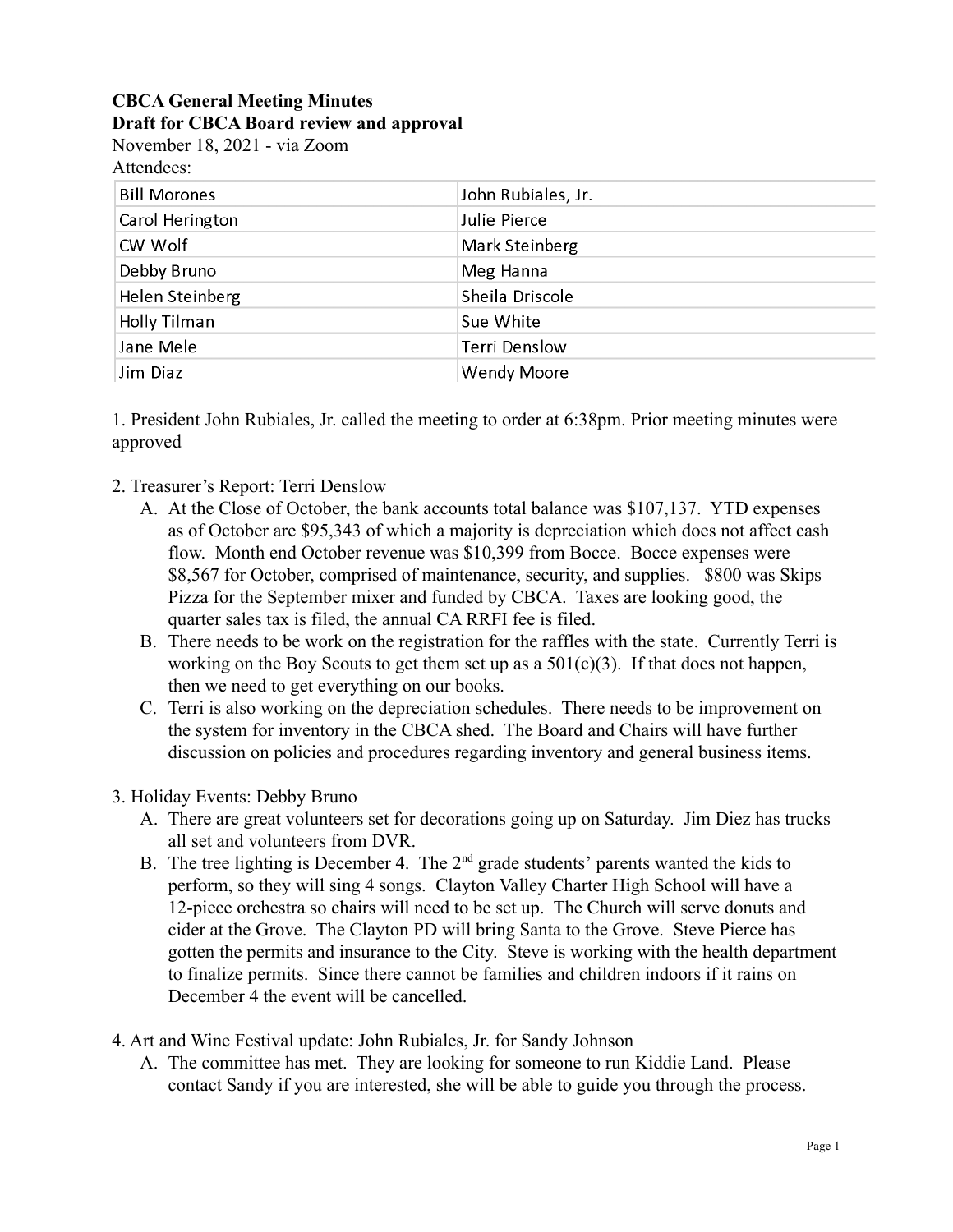**CBCA General Meeting Minutes**
**Draft for CBCA Board review and approval**
November 18, 2021 - via Zoom
Attendees:

| | |
|---|---|
| Bill Morones | John Rubiales, Jr. |
| Carol Herington | Julie Pierce |
| CW Wolf | Mark Steinberg |
| Debby Bruno | Meg Hanna |
| Helen Steinberg | Sheila Driscole |
| Holly Tilman | Sue White |
| Jane Mele | Terri Denslow |
| Jim Diaz | Wendy Moore |

1. President John Rubiales, Jr. called the meeting to order at 6:38pm. Prior meeting minutes were approved

2. Treasurer's Report: Terri Denslow
   A. At the Close of October, the bank accounts total balance was $107,137. YTD expenses as of October are $95,343 of which a majority is depreciation which does not affect cash flow. Month end October revenue was $10,399 from Bocce. Bocce expenses were $8,567 for October, comprised of maintenance, security, and supplies. $800 was Skips Pizza for the September mixer and funded by CBCA. Taxes are looking good, the quarter sales tax is filed, the annual CA RRFI fee is filed.
   B. There needs to be work on the registration for the raffles with the state. Currently Terri is working on the Boy Scouts to get them set up as a 501(c)(3). If that does not happen, then we need to get everything on our books.
   C. Terri is also working on the depreciation schedules. There needs to be improvement on the system for inventory in the CBCA shed. The Board and Chairs will have further discussion on policies and procedures regarding inventory and general business items.

3. Holiday Events: Debby Bruno
   A. There are great volunteers set for decorations going up on Saturday. Jim Diez has trucks all set and volunteers from DVR.
   B. The tree lighting is December 4. The 2nd grade students' parents wanted the kids to perform, so they will sing 4 songs. Clayton Valley Charter High School will have a 12-piece orchestra so chairs will need to be set up. The Church will serve donuts and cider at the Grove. The Clayton PD will bring Santa to the Grove. Steve Pierce has gotten the permits and insurance to the City. Steve is working with the health department to finalize permits. Since there cannot be families and children indoors if it rains on December 4 the event will be cancelled.

4. Art and Wine Festival update: John Rubiales, Jr. for Sandy Johnson
   A. The committee has met. They are looking for someone to run Kiddie Land. Please contact Sandy if you are interested, she will be able to guide you through the process.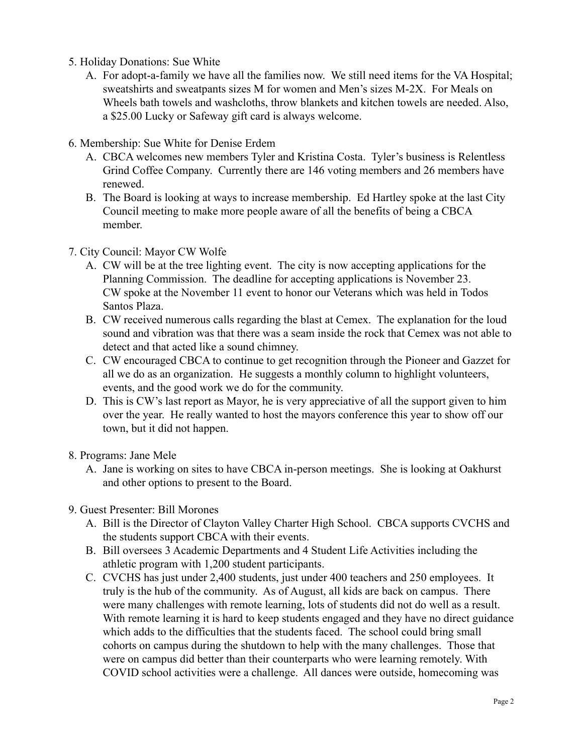5. Holiday Donations: Sue White
   A. For adopt-a-family we have all the families now. We still need items for the VA Hospital; sweatshirts and sweatpants sizes M for women and Men's sizes M-2X. For Meals on Wheels bath towels and washcloths, throw blankets and kitchen towels are needed. Also, a $25.00 Lucky or Safeway gift card is always welcome.

6. Membership: Sue White for Denise Erdem
   A. CBCA welcomes new members Tyler and Kristina Costa. Tyler's business is Relentless Grind Coffee Company. Currently there are 146 voting members and 26 members have renewed.
   B. The Board is looking at ways to increase membership. Ed Hartley spoke at the last City Council meeting to make more people aware of all the benefits of being a CBCA member.

7. City Council: Mayor CW Wolfe
   A. CW will be at the tree lighting event. The city is now accepting applications for the Planning Commission. The deadline for accepting applications is November 23. CW spoke at the November 11 event to honor our Veterans which was held in Todos Santos Plaza.
   B. CW received numerous calls regarding the blast at Cemex. The explanation for the loud sound and vibration was that there was a seam inside the rock that Cemex was not able to detect and that acted like a sound chimney.
   C. CW encouraged CBCA to continue to get recognition through the Pioneer and Gazzet for all we do as an organization. He suggests a monthly column to highlight volunteers, events, and the good work we do for the community.
   D. This is CW's last report as Mayor, he is very appreciative of all the support given to him over the year. He really wanted to host the mayors conference this year to show off our town, but it did not happen.

8. Programs: Jane Mele
   A. Jane is working on sites to have CBCA in-person meetings. She is looking at Oakhurst and other options to present to the Board.

9. Guest Presenter: Bill Morones
   A. Bill is the Director of Clayton Valley Charter High School. CBCA supports CVCHS and the students support CBCA with their events.
   B. Bill oversees 3 Academic Departments and 4 Student Life Activities including the athletic program with 1,200 student participants.
   C. CVCHS has just under 2,400 students, just under 400 teachers and 250 employees. It truly is the hub of the community. As of August, all kids are back on campus. There were many challenges with remote learning, lots of students did not do well as a result. With remote learning it is hard to keep students engaged and they have no direct guidance which adds to the difficulties that the students faced. The school could bring small cohorts on campus during the shutdown to help with the many challenges. Those that were on campus did better than their counterparts who were learning remotely. With COVID school activities were a challenge. All dances were outside, homecoming was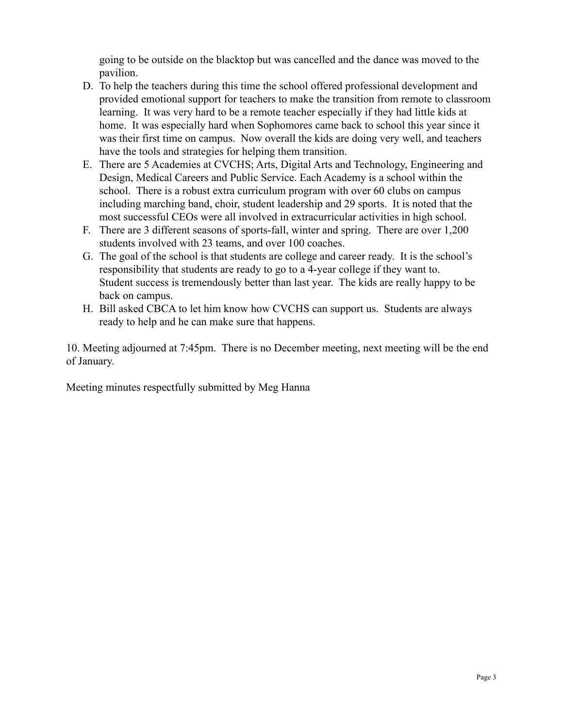going to be outside on the blacktop but was cancelled and the dance was moved to the pavilion.

D. To help the teachers during this time the school offered professional development and provided emotional support for teachers to make the transition from remote to classroom learning. It was very hard to be a remote teacher especially if they had little kids at home. It was especially hard when Sophomores came back to school this year since it was their first time on campus. Now overall the kids are doing very well, and teachers have the tools and strategies for helping them transition.
E. There are 5 Academies at CVCHS; Arts, Digital Arts and Technology, Engineering and Design, Medical Careers and Public Service. Each Academy is a school within the school. There is a robust extra curriculum program with over 60 clubs on campus including marching band, choir, student leadership and 29 sports. It is noted that the most successful CEOs were all involved in extracurricular activities in high school.
F. There are 3 different seasons of sports-fall, winter and spring. There are over 1,200 students involved with 23 teams, and over 100 coaches.
G. The goal of the school is that students are college and career ready. It is the school's responsibility that students are ready to go to a 4-year college if they want to. Student success is tremendously better than last year. The kids are really happy to be back on campus.
H. Bill asked CBCA to let him know how CVCHS can support us. Students are always ready to help and he can make sure that happens.

10. Meeting adjourned at 7:45pm. There is no December meeting, next meeting will be the end of January.

Meeting minutes respectfully submitted by Meg Hanna